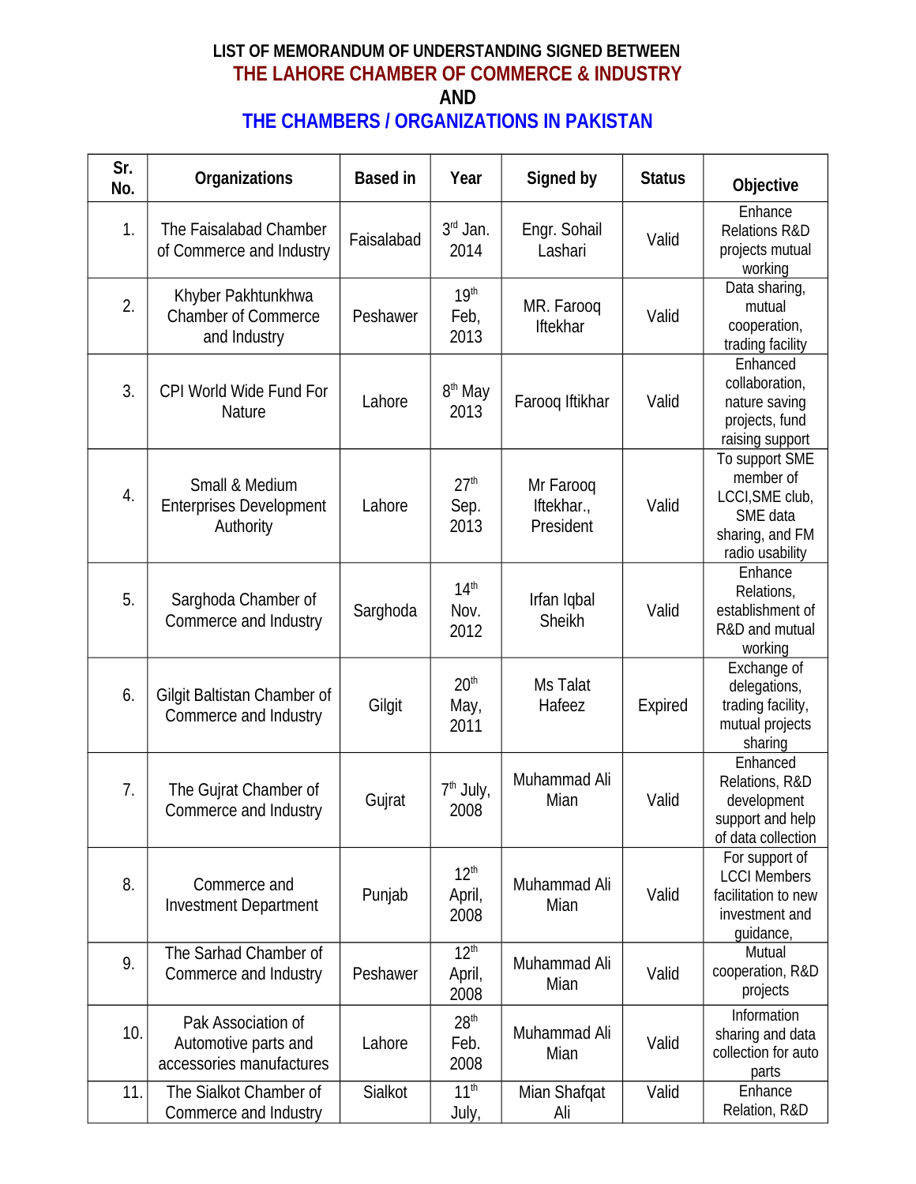# LIST OF MEMORANDUM OF UNDERSTANDING SIGNED BETWEEN
## THE LAHORE CHAMBER OF COMMERCE & INDUSTRY
## AND
## THE CHAMBERS / ORGANIZATIONS IN PAKISTAN

| Sr. No. | Organizations | Based in | Year | Signed by | Status | Objective |
|---|---|---|---|---|---|---|
| 1. | The Faisalabad Chamber of Commerce and Industry | Faisalabad | 3rd Jan. 2014 | Engr. Sohail Lashari | Valid | Enhance Relations R&D projects mutual working |
| 2. | Khyber Pakhtunkhwa Chamber of Commerce and Industry | Peshawer | 19th Feb, 2013 | MR. Farooq Iftekhar | Valid | Data sharing, mutual cooperation, trading facility |
| 3. | CPI World Wide Fund For Nature | Lahore | 8th May 2013 | Farooq Iftikhar | Valid | Enhanced collaboration, nature saving projects, fund raising support |
| 4. | Small & Medium Enterprises Development Authority | Lahore | 27th Sep. 2013 | Mr Farooq Iftekhar., President | Valid | To support SME member of LCCI,SME club, SME data sharing, and FM radio usability |
| 5. | Sarghoda Chamber of Commerce and Industry | Sarghoda | 14th Nov. 2012 | Irfan Iqbal Sheikh | Valid | Enhance Relations, establishment of R&D and mutual working |
| 6. | Gilgit Baltistan Chamber of Commerce and Industry | Gilgit | 20th May, 2011 | Ms Talat Hafeez | Expired | Exchange of delegations, trading facility, mutual projects sharing |
| 7. | The Gujrat Chamber of Commerce and Industry | Gujrat | 7th July, 2008 | Muhammad Ali Mian | Valid | Enhanced Relations, R&D development support and help of data collection |
| 8. | Commerce and Investment Department | Punjab | 12th April, 2008 | Muhammad Ali Mian | Valid | For support of LCCI Members facilitation to new investment and guidance, |
| 9. | The Sarhad Chamber of Commerce and Industry | Peshawer | 12th April, 2008 | Muhammad Ali Mian | Valid | Mutual cooperation, R&D projects |
| 10. | Pak Association of Automotive parts and accessories manufactures | Lahore | 28th Feb. 2008 | Muhammad Ali Mian | Valid | Information sharing and data collection for auto parts |
| 11. | The Sialkot Chamber of Commerce and Industry | Sialkot | 11th July, | Mian Shafqat Ali | Valid | Enhance Relation, R&D |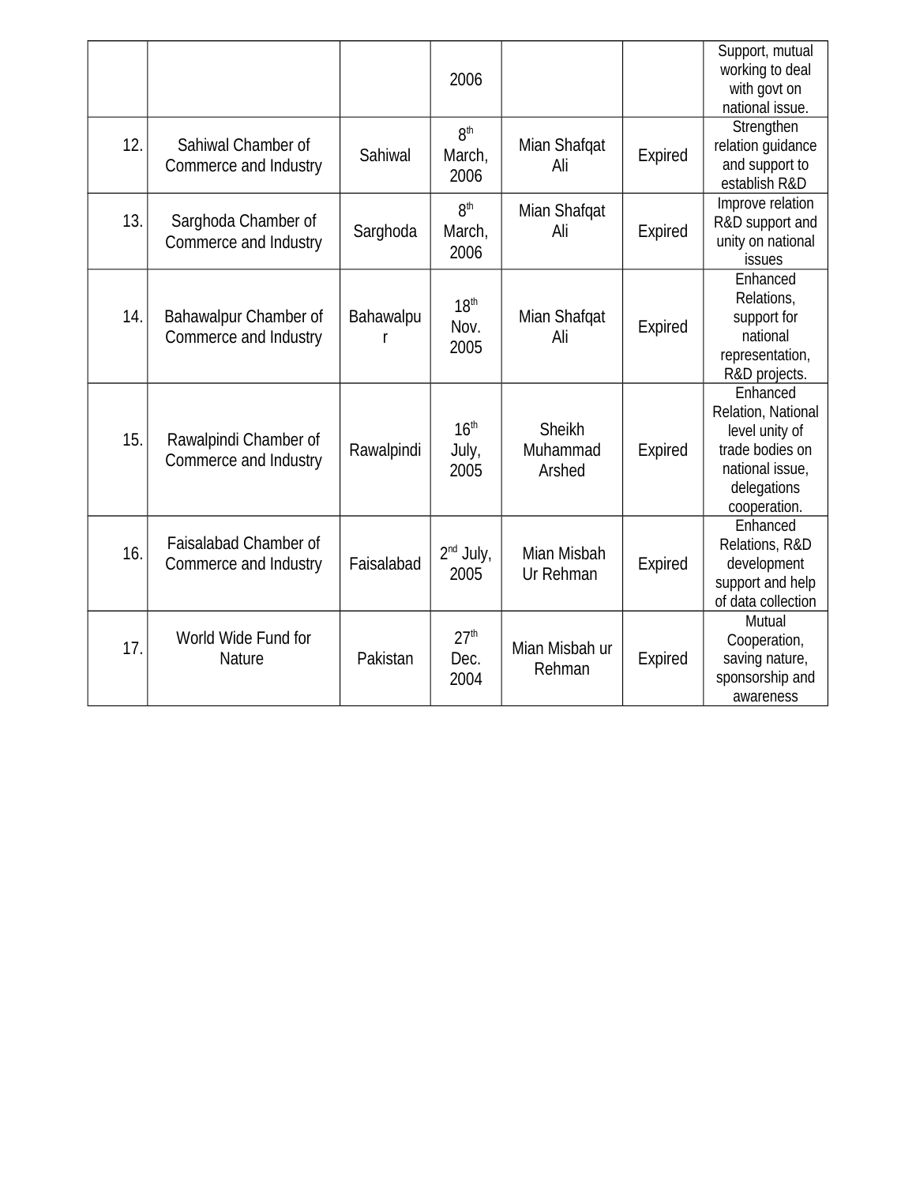| | | | | | | |
|---|---|---|---|---|---|---|
| | | | 2006 | | | Support, mutual working to deal with govt on national issue. |
| 12. | Sahiwal Chamber of Commerce and Industry | Sahiwal | 8th March, 2006 | Mian Shafqat Ali | Expired | Strengthen relation guidance and support to establish R&D |
| 13. | Sarghoda Chamber of Commerce and Industry | Sarghoda | 8th March, 2006 | Mian Shafqat Ali | Expired | Improve relation R&D support and unity on national issues |
| 14. | Bahawalpur Chamber of Commerce and Industry | Bahawalpur | 18th Nov. 2005 | Mian Shafqat Ali | Expired | Enhanced Relations, support for national representation, R&D projects. |
| 15. | Rawalpindi Chamber of Commerce and Industry | Rawalpindi | 16th July, 2005 | Sheikh Muhammad Arshed | Expired | Enhanced Relation, National level unity of trade bodies on national issue, delegations cooperation. |
| 16. | Faisalabad Chamber of Commerce and Industry | Faisalabad | 2nd July, 2005 | Mian Misbah Ur Rehman | Expired | Enhanced Relations, R&D development support and help of data collection |
| 17. | World Wide Fund for Nature | Pakistan | 27th Dec. 2004 | Mian Misbah ur Rehman | Expired | Mutual Cooperation, saving nature, sponsorship and awareness |